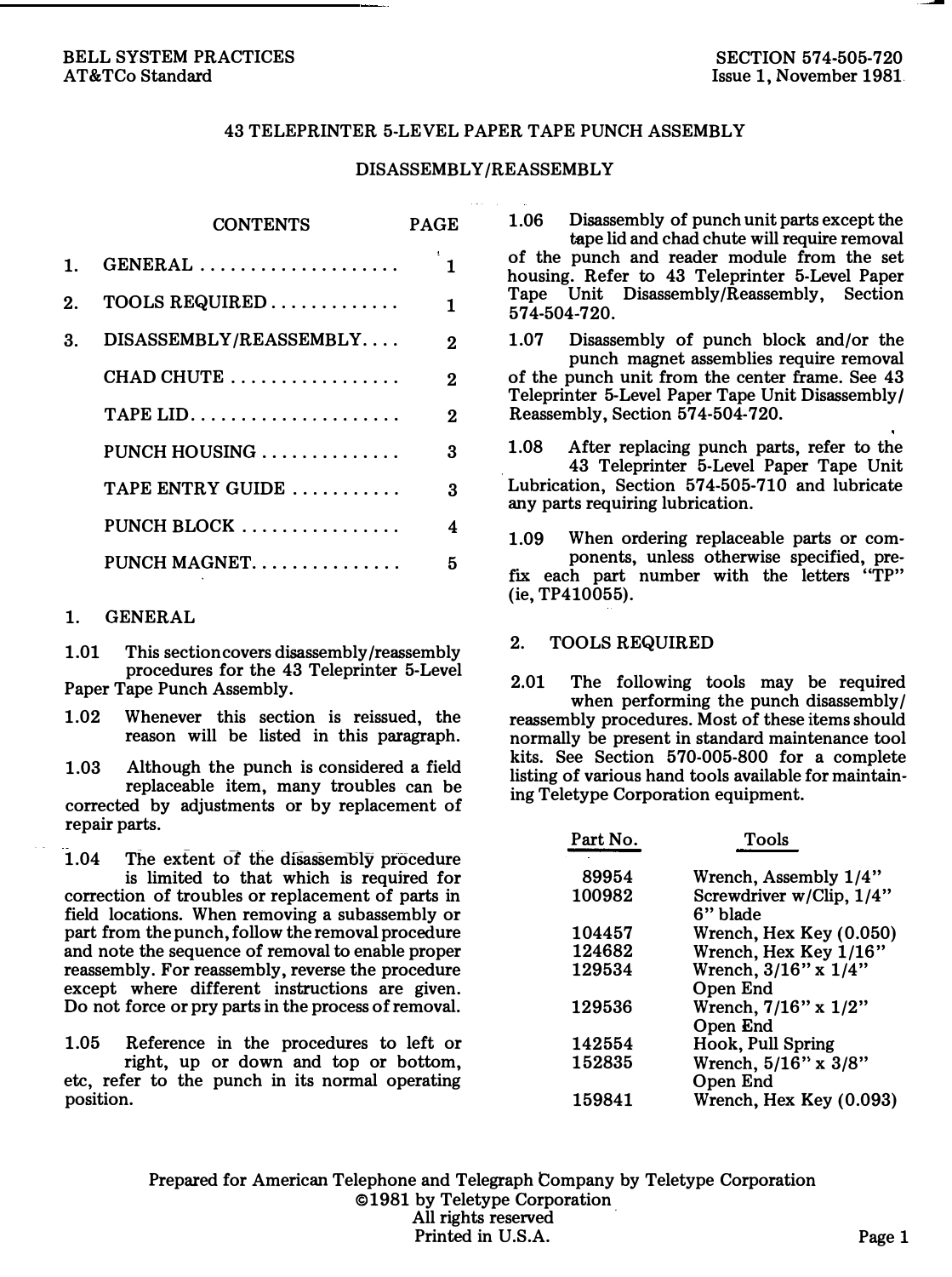BELL SYSTEM PRACTICES
AT&TCo Standard

SECTION 574-505-720
Issue 1, November 1981

# 43 TELEPRINTER 5-LEVEL PAPER TAPE PUNCH ASSEMBLY

## DISASSEMBLY/REASSEMBLY

| CONTENTS | PAGE |
|---|---|
| 1. GENERAL | 1 |
| 2. TOOLS REQUIRED | 1 |
| 3. DISASSEMBLY/REASSEMBLY | 2 |
| CHAD CHUTE | 2 |
| TAPE LID | 2 |
| PUNCH HOUSING | 3 |
| TAPE ENTRY GUIDE | 3 |
| PUNCH BLOCK | 4 |
| PUNCH MAGNET | 5 |

## 1. GENERAL

1.01 This section covers disassembly/reassembly procedures for the 43 Teleprinter 5-Level Paper Tape Punch Assembly.

1.02 Whenever this section is reissued, the reason will be listed in this paragraph.

1.03 Although the punch is considered a field replaceable item, many troubles can be corrected by adjustments or by replacement of repair parts.

1.04 The extent of the disassembly procedure is limited to that which is required for correction of troubles or replacement of parts in field locations. When removing a subassembly or part from the punch, follow the removal procedure and note the sequence of removal to enable proper reassembly. For reassembly, reverse the procedure except where different instructions are given. Do not force or pry parts in the process of removal.

1.05 Reference in the procedures to left or right, up or down and top or bottom, etc, refer to the punch in its normal operating position.

1.06 Disassembly of punch unit parts except the tape lid and chad chute will require removal of the punch and reader module from the set housing. Refer to 43 Teleprinter 5-Level Paper Tape Unit Disassembly/Reassembly, Section 574-504-720.

1.07 Disassembly of punch block and/or the punch magnet assemblies require removal of the punch unit from the center frame. See 43 Teleprinter 5-Level Paper Tape Unit Disassembly/Reassembly, Section 574-504-720.

1.08 After replacing punch parts, refer to the 43 Teleprinter 5-Level Paper Tape Unit Lubrication, Section 574-505-710 and lubricate any parts requiring lubrication.

1.09 When ordering replaceable parts or components, unless otherwise specified, prefix each part number with the letters "TP" (ie, TP410055).

## 2. TOOLS REQUIRED

2.01 The following tools may be required when performing the punch disassembly/reassembly procedures. Most of these items should normally be present in standard maintenance tool kits. See Section 570-005-800 for a complete listing of various hand tools available for maintaining Teletype Corporation equipment.

| Part No. | Tools |
|---|---|
| 89954 | Wrench, Assembly 1/4" |
| 100982 | Screwdriver w/Clip, 1/4" 6" blade |
| 104457 | Wrench, Hex Key (0.050) |
| 124682 | Wrench, Hex Key 1/16" |
| 129534 | Wrench, 3/16" x 1/4" Open End |
| 129536 | Wrench, 7/16" x 1/2" Open End |
| 142554 | Hook, Pull Spring |
| 152835 | Wrench, 5/16" x 3/8" Open End |
| 159841 | Wrench, Hex Key (0.093) |

Prepared for American Telephone and Telegraph Company by Teletype Corporation
©1981 by Teletype Corporation
All rights reserved
Printed in U.S.A.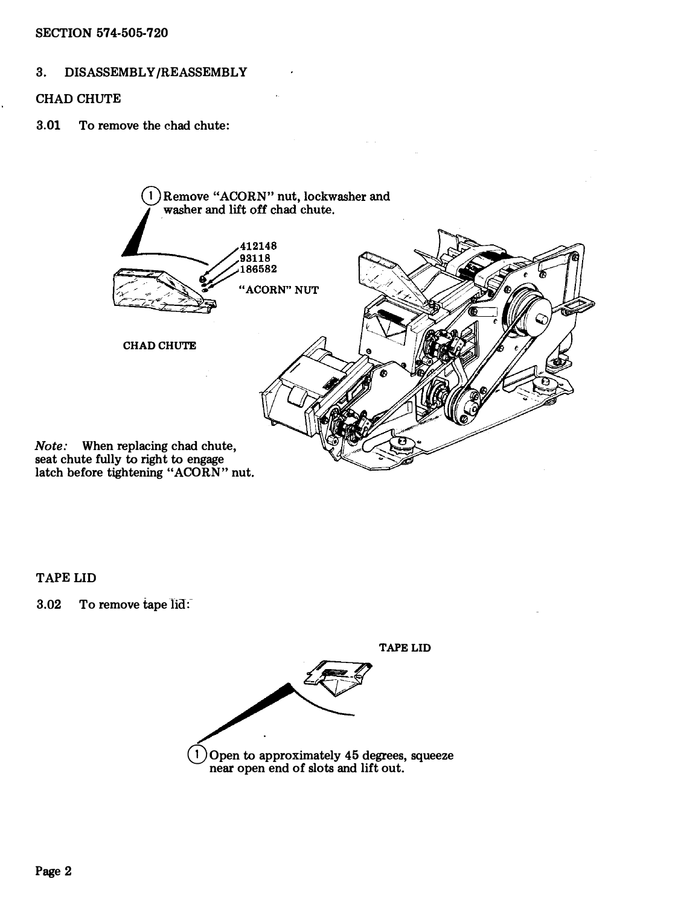## 3. DISASSEMBLY/REASSEMBLY

### CHAD CHUTE

3.01 To remove the chad chute:

(1) Remove "ACORN" nut, lockwasher and washer and lift off chad chute.

412148
93118
186582
"ACORN" NUT

CHAD CHUTE

*Note:* When replacing chad chute, seat chute fully to right to engage latch before tightening "ACORN" nut.

### TAPE LID

3.02 To remove tape lid:

TAPE LID

(1) Open to approximately 45 degrees, squeeze near open end of slots and lift out.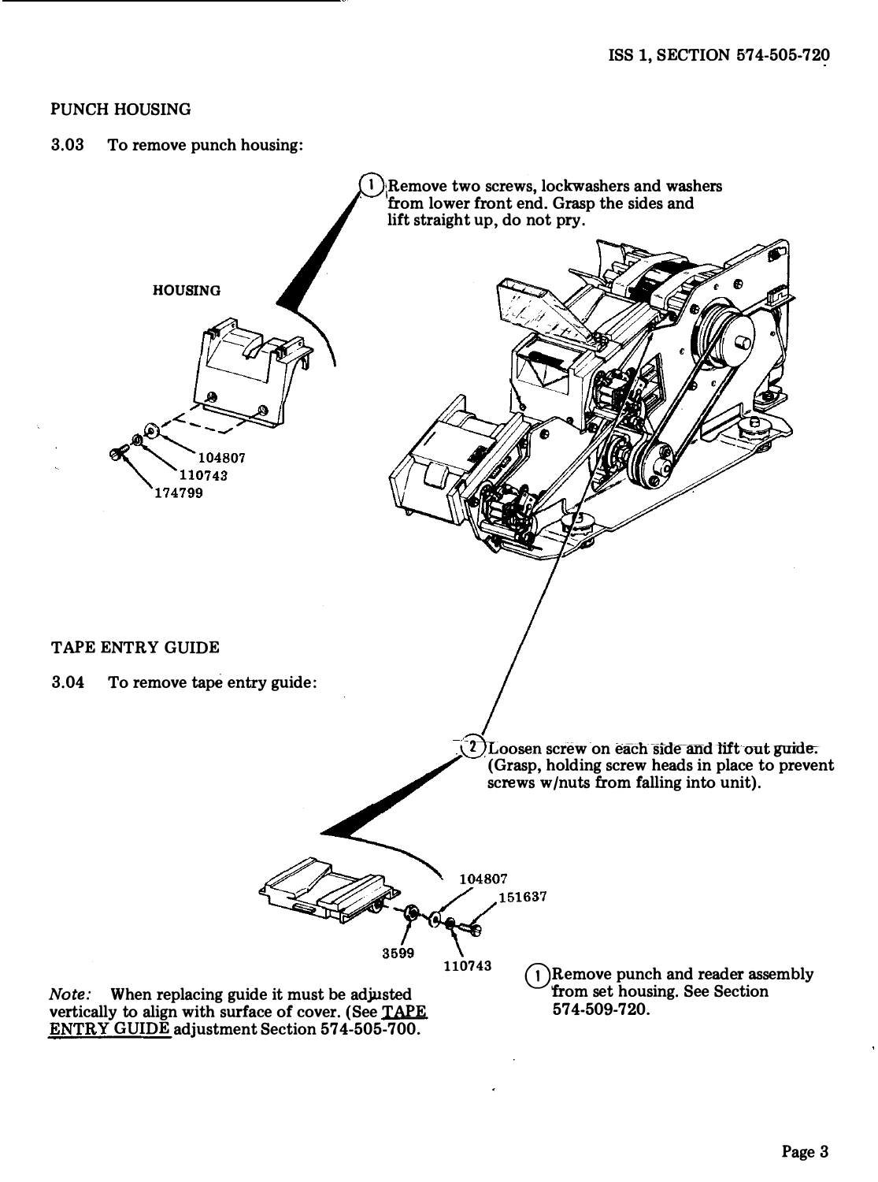## PUNCH HOUSING

3.03 To remove punch housing:

(1) Remove two screws, lockwashers and washers from lower front end. Grasp the sides and lift straight up, do not pry.

HOUSING

104807

110743

174799

## TAPE ENTRY GUIDE

3.04 To remove tape entry guide:

(2) Loosen screw on each side and lift out guide. (Grasp, holding screw heads in place to prevent screws w/nuts from falling into unit).

104807

151637

3599

110743

(1) Remove punch and reader assembly from set housing. See Section 574-509-720.

*Note:* When replacing guide it must be adjusted vertically to align with surface of cover. (See TAPE ENTRY GUIDE adjustment Section 574-505-700.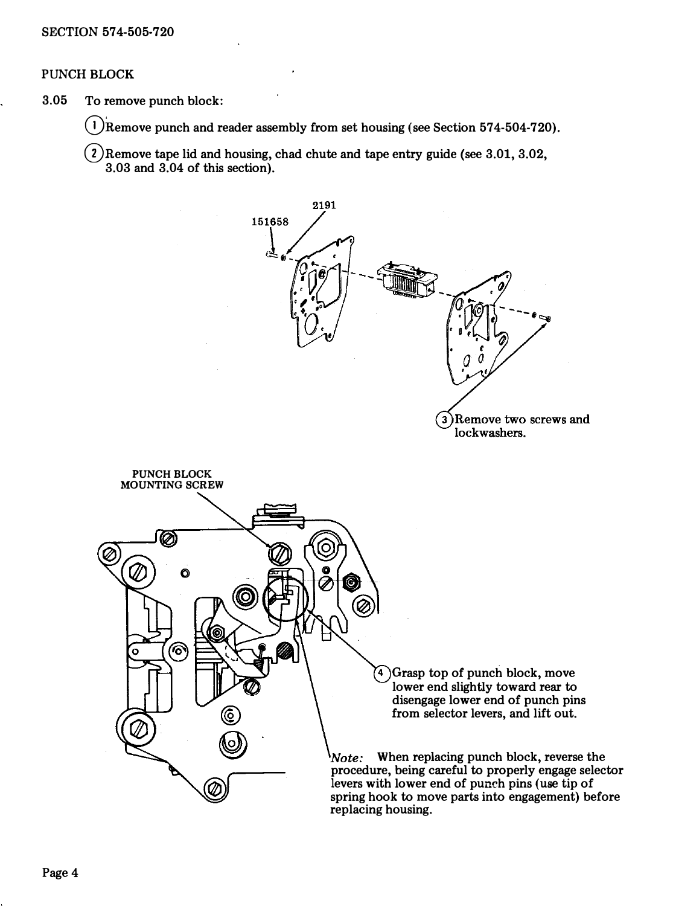## PUNCH BLOCK

3.05 To remove punch block:

(1) Remove punch and reader assembly from set housing (see Section 574-504-720).

(2) Remove tape lid and housing, chad chute and tape entry guide (see 3.01, 3.02, 3.03 and 3.04 of this section).

151658

2191

(3) Remove two screws and lockwashers.

PUNCH BLOCK MOUNTING SCREW

(4) Grasp top of punch block, move lower end slightly toward rear to disengage lower end of punch pins from selector levers, and lift out.

*Note:* When replacing punch block, reverse the procedure, being careful to properly engage selector levers with lower end of punch pins (use tip of spring hook to move parts into engagement) before replacing housing.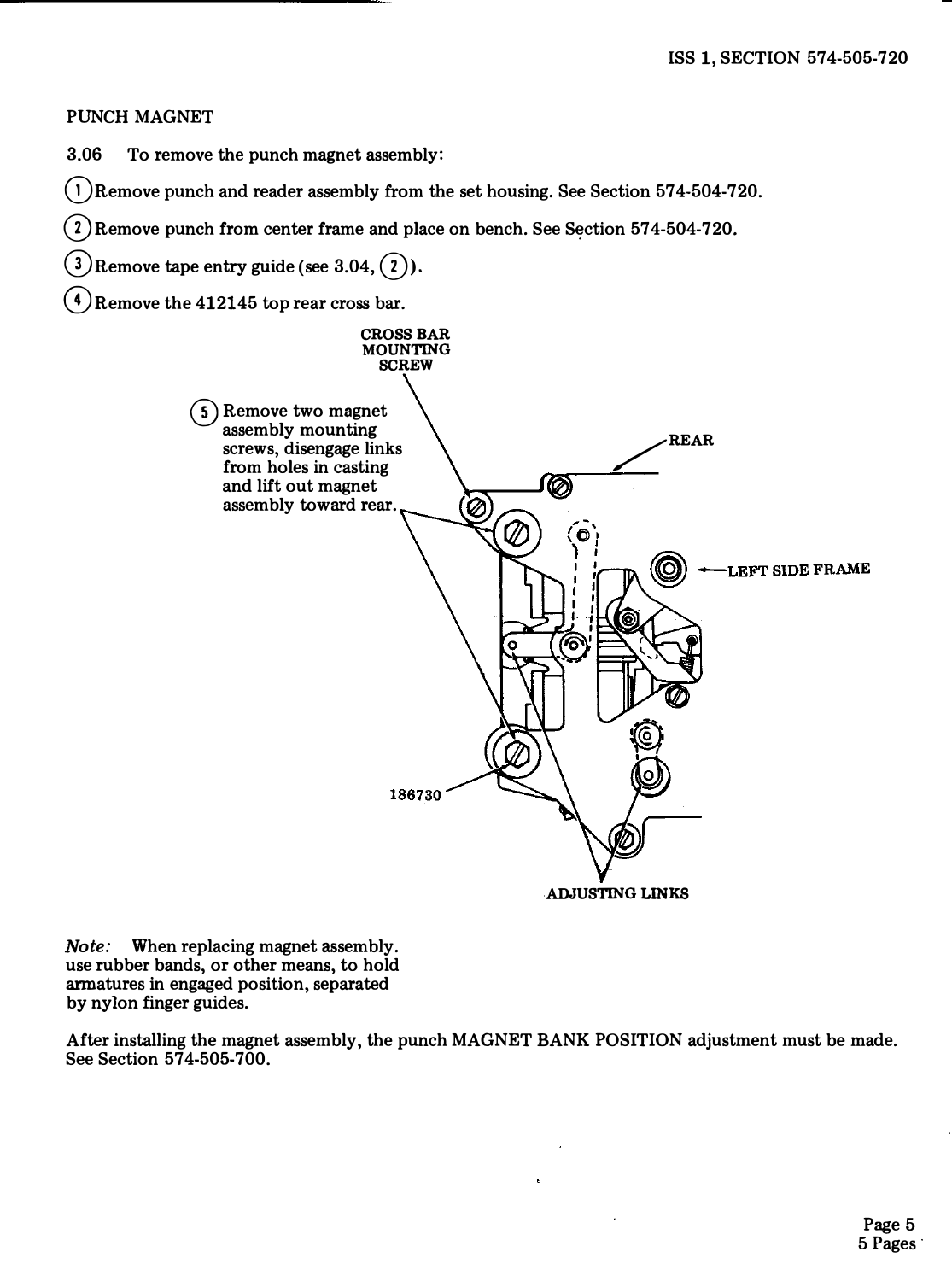PUNCH MAGNET

3.06 To remove the punch magnet assembly:

(1) Remove punch and reader assembly from the set housing. See Section 574-504-720.

(2) Remove punch from center frame and place on bench. See Section 574-504-720.

(3) Remove tape entry guide (see 3.04, (2)).

(4) Remove the 412145 top rear cross bar.

CROSS BAR MOUNTING SCREW

(5) Remove two magnet assembly mounting screws, disengage links from holes in casting and lift out magnet assembly toward rear.

REAR

LEFT SIDE FRAME

186730

ADJUSTING LINKS

*Note:* When replacing magnet assembly. use rubber bands, or other means, to hold armatures in engaged position, separated by nylon finger guides.

After installing the magnet assembly, the punch MAGNET BANK POSITION adjustment must be made. See Section 574-505-700.